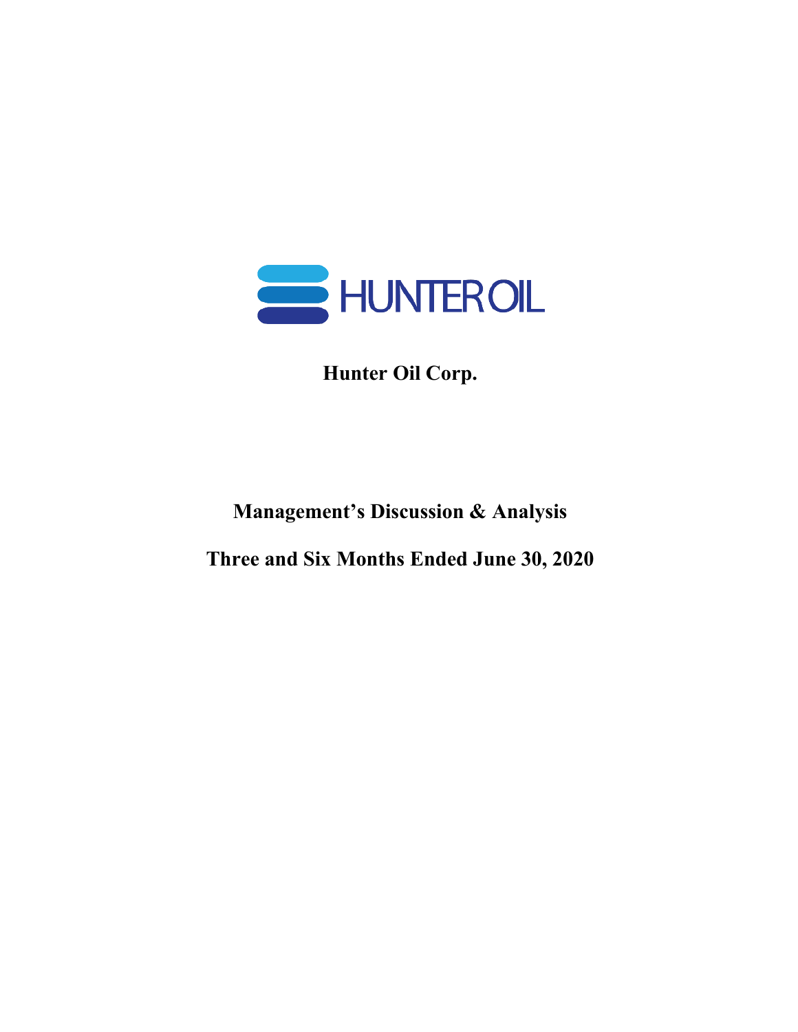HUNTER OIL

# Hunter Oil Corp.

## Management's Discussion & Analysis

## Three and Six Months Ended June 30, 2020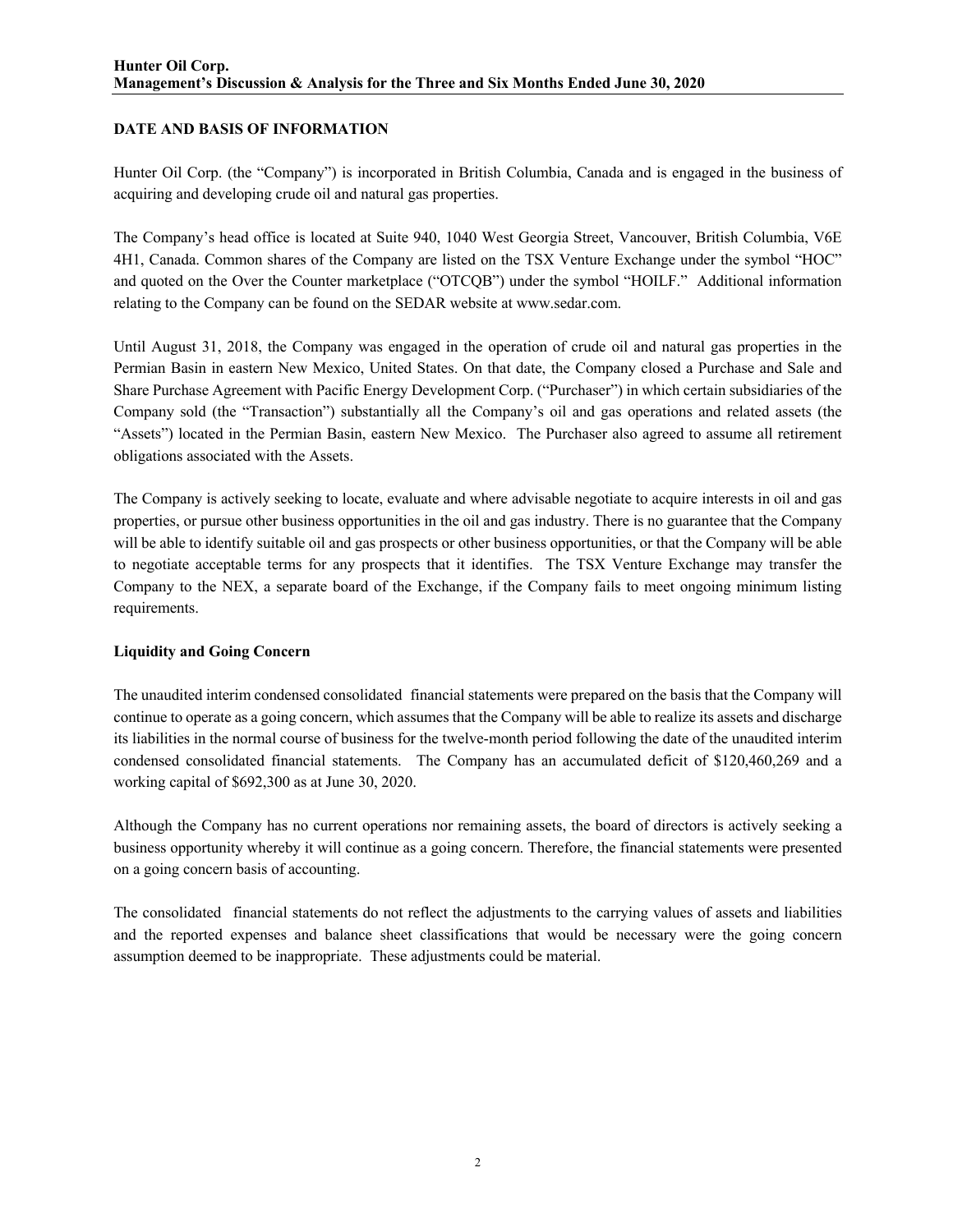## DATE AND BASIS OF INFORMATION

Hunter Oil Corp. (the "Company") is incorporated in British Columbia, Canada and is engaged in the business of acquiring and developing crude oil and natural gas properties.

The Company's head office is located at Suite 940, 1040 West Georgia Street, Vancouver, British Columbia, V6E 4H1, Canada. Common shares of the Company are listed on the TSX Venture Exchange under the symbol "HOC" and quoted on the Over the Counter marketplace ("OTCQB") under the symbol "HOILF." Additional information relating to the Company can be found on the SEDAR website at www.sedar.com.

Until August 31, 2018, the Company was engaged in the operation of crude oil and natural gas properties in the Permian Basin in eastern New Mexico, United States. On that date, the Company closed a Purchase and Sale and Share Purchase Agreement with Pacific Energy Development Corp. ("Purchaser") in which certain subsidiaries of the Company sold (the "Transaction") substantially all the Company's oil and gas operations and related assets (the "Assets") located in the Permian Basin, eastern New Mexico. The Purchaser also agreed to assume all retirement obligations associated with the Assets.

The Company is actively seeking to locate, evaluate and where advisable negotiate to acquire interests in oil and gas properties, or pursue other business opportunities in the oil and gas industry. There is no guarantee that the Company will be able to identify suitable oil and gas prospects or other business opportunities, or that the Company will be able to negotiate acceptable terms for any prospects that it identifies. The TSX Venture Exchange may transfer the Company to the NEX, a separate board of the Exchange, if the Company fails to meet ongoing minimum listing requirements.

### Liquidity and Going Concern

The unaudited interim condensed consolidated financial statements were prepared on the basis that the Company will continue to operate as a going concern, which assumes that the Company will be able to realize its assets and discharge its liabilities in the normal course of business for the twelve-month period following the date of the unaudited interim condensed consolidated financial statements. The Company has an accumulated deficit of $120,460,269 and a working capital of $692,300 as at June 30, 2020.

Although the Company has no current operations nor remaining assets, the board of directors is actively seeking a business opportunity whereby it will continue as a going concern. Therefore, the financial statements were presented on a going concern basis of accounting.

The consolidated financial statements do not reflect the adjustments to the carrying values of assets and liabilities and the reported expenses and balance sheet classifications that would be necessary were the going concern assumption deemed to be inappropriate. These adjustments could be material.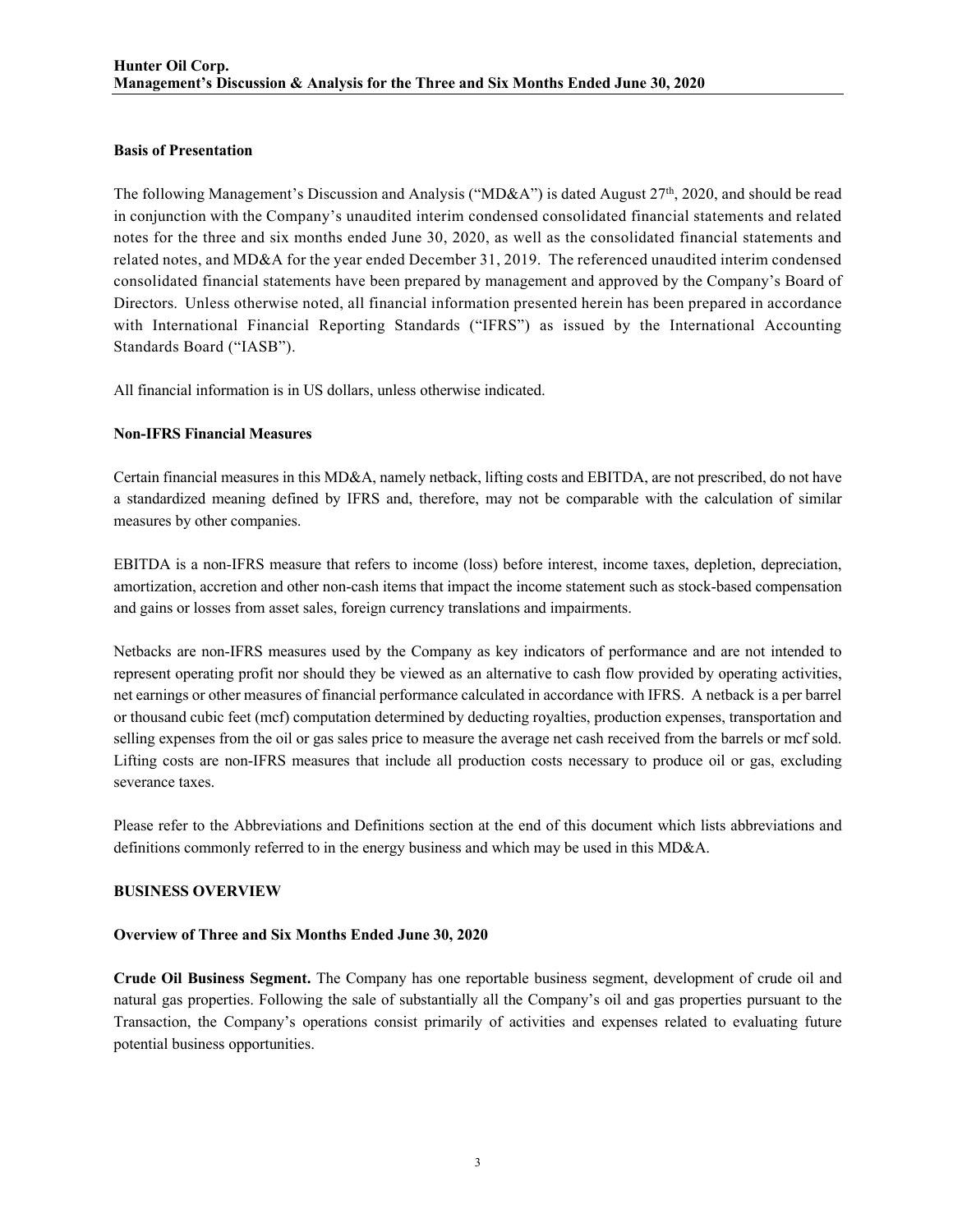### Basis of Presentation

The following Management's Discussion and Analysis ("MD&A") is dated August 27th, 2020, and should be read in conjunction with the Company's unaudited interim condensed consolidated financial statements and related notes for the three and six months ended June 30, 2020, as well as the consolidated financial statements and related notes, and MD&A for the year ended December 31, 2019. The referenced unaudited interim condensed consolidated financial statements have been prepared by management and approved by the Company's Board of Directors. Unless otherwise noted, all financial information presented herein has been prepared in accordance with International Financial Reporting Standards ("IFRS") as issued by the International Accounting Standards Board ("IASB").

All financial information is in US dollars, unless otherwise indicated.

### Non-IFRS Financial Measures

Certain financial measures in this MD&A, namely netback, lifting costs and EBITDA, are not prescribed, do not have a standardized meaning defined by IFRS and, therefore, may not be comparable with the calculation of similar measures by other companies.

EBITDA is a non-IFRS measure that refers to income (loss) before interest, income taxes, depletion, depreciation, amortization, accretion and other non-cash items that impact the income statement such as stock-based compensation and gains or losses from asset sales, foreign currency translations and impairments.

Netbacks are non-IFRS measures used by the Company as key indicators of performance and are not intended to represent operating profit nor should they be viewed as an alternative to cash flow provided by operating activities, net earnings or other measures of financial performance calculated in accordance with IFRS. A netback is a per barrel or thousand cubic feet (mcf) computation determined by deducting royalties, production expenses, transportation and selling expenses from the oil or gas sales price to measure the average net cash received from the barrels or mcf sold. Lifting costs are non-IFRS measures that include all production costs necessary to produce oil or gas, excluding severance taxes.

Please refer to the Abbreviations and Definitions section at the end of this document which lists abbreviations and definitions commonly referred to in the energy business and which may be used in this MD&A.

## BUSINESS OVERVIEW

### Overview of Three and Six Months Ended June 30, 2020

**Crude Oil Business Segment.** The Company has one reportable business segment, development of crude oil and natural gas properties. Following the sale of substantially all the Company's oil and gas properties pursuant to the Transaction, the Company's operations consist primarily of activities and expenses related to evaluating future potential business opportunities.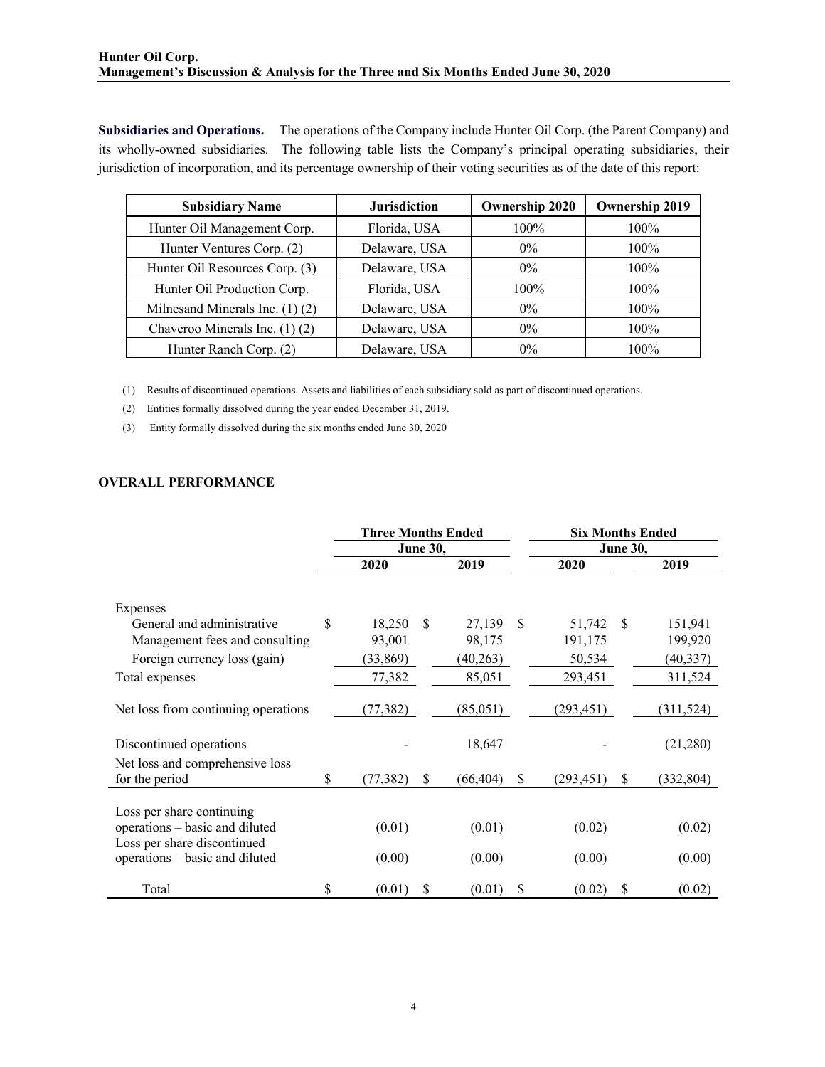**Subsidiaries and Operations.** The operations of the Company include Hunter Oil Corp. (the Parent Company) and its wholly-owned subsidiaries. The following table lists the Company's principal operating subsidiaries, their jurisdiction of incorporation, and its percentage ownership of their voting securities as of the date of this report:

| Subsidiary Name | Jurisdiction | Ownership 2020 | Ownership 2019 |
|---|---|---|---|
| Hunter Oil Management Corp. | Florida, USA | 100% | 100% |
| Hunter Ventures Corp. (2) | Delaware, USA | 0% | 100% |
| Hunter Oil Resources Corp. (3) | Delaware, USA | 0% | 100% |
| Hunter Oil Production Corp. | Florida, USA | 100% | 100% |
| Milnesand Minerals Inc. (1) (2) | Delaware, USA | 0% | 100% |
| Chaveroo Minerals Inc. (1) (2) | Delaware, USA | 0% | 100% |
| Hunter Ranch Corp. (2) | Delaware, USA | 0% | 100% |

(1) Results of discontinued operations. Assets and liabilities of each subsidiary sold as part of discontinued operations.

(2) Entities formally dissolved during the year ended December 31, 2019.

(3) Entity formally dissolved during the six months ended June 30, 2020

## OVERALL PERFORMANCE

| | Three Months Ended June 30, | | Six Months Ended June 30, | |
|---|---|---|---|---|
| | 2020 | 2019 | 2020 | 2019 |
| Expenses | | | | |
| General and administrative | $ 18,250 | $ 27,139 | $ 51,742 | $ 151,941 |
| Management fees and consulting | 93,001 | 98,175 | 191,175 | 199,920 |
| Foreign currency loss (gain) | (33,869) | (40,263) | 50,534 | (40,337) |
| Total expenses | 77,382 | 85,051 | 293,451 | 311,524 |
| Net loss from continuing operations | (77,382) | (85,051) | (293,451) | (311,524) |
| Discontinued operations | - | 18,647 | - | (21,280) |
| Net loss and comprehensive loss for the period | $ (77,382) | $ (66,404) | $ (293,451) | $ (332,804) |
| Loss per share continuing operations – basic and diluted | (0.01) | (0.01) | (0.02) | (0.02) |
| Loss per share discontinued operations – basic and diluted | (0.00) | (0.00) | (0.00) | (0.00) |
| Total | $ (0.01) | $ (0.01) | $ (0.02) | $ (0.02) |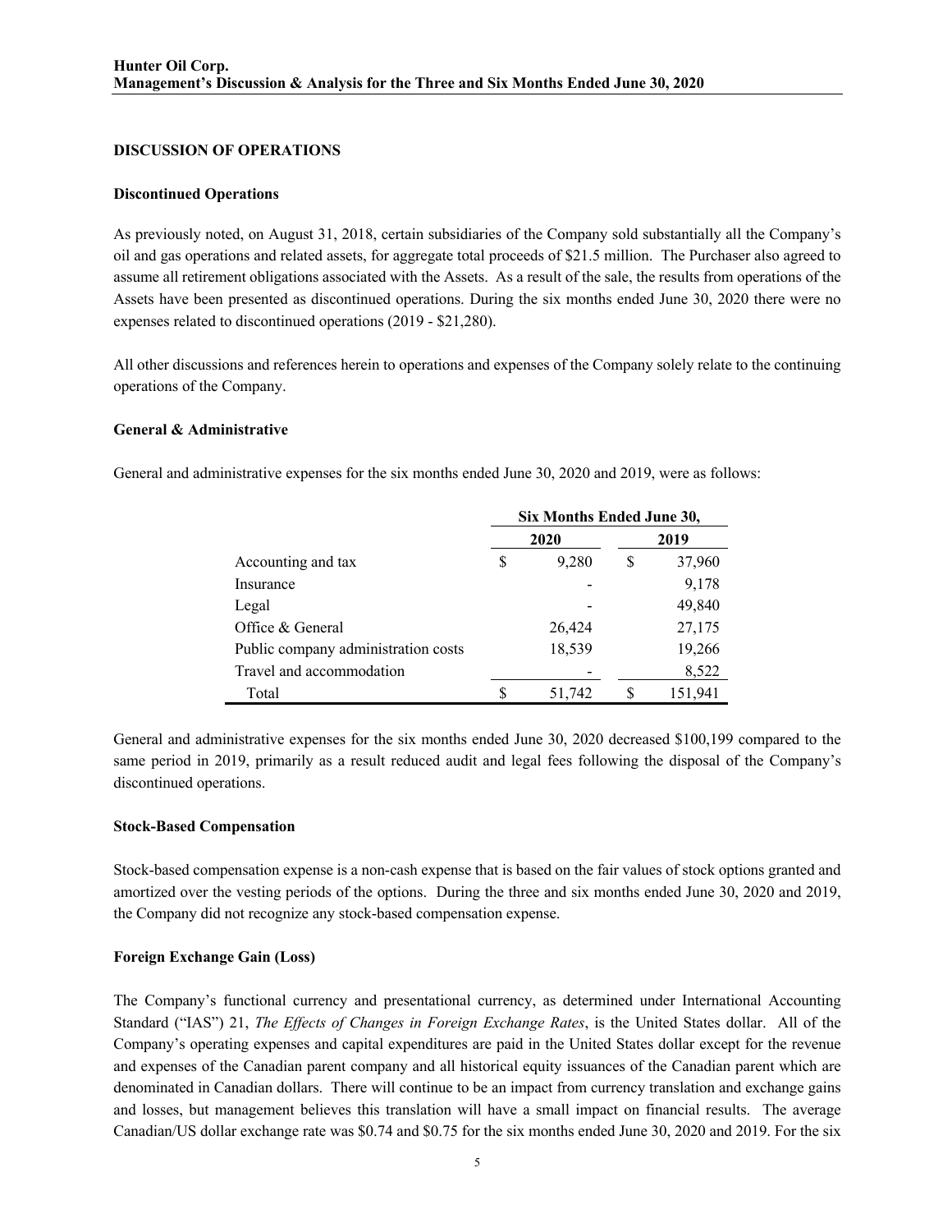## DISCUSSION OF OPERATIONS

### Discontinued Operations

As previously noted, on August 31, 2018, certain subsidiaries of the Company sold substantially all the Company's oil and gas operations and related assets, for aggregate total proceeds of $21.5 million. The Purchaser also agreed to assume all retirement obligations associated with the Assets. As a result of the sale, the results from operations of the Assets have been presented as discontinued operations. During the six months ended June 30, 2020 there were no expenses related to discontinued operations (2019 - $21,280).

All other discussions and references herein to operations and expenses of the Company solely relate to the continuing operations of the Company.

### General & Administrative

General and administrative expenses for the six months ended June 30, 2020 and 2019, were as follows:

| | Six Months Ended June 30, | |
|---|---|---|
| | 2020 | 2019 |
| Accounting and tax | $ 9,280 | $ 37,960 |
| Insurance | - | 9,178 |
| Legal | - | 49,840 |
| Office & General | 26,424 | 27,175 |
| Public company administration costs | 18,539 | 19,266 |
| Travel and accommodation | - | 8,522 |
| Total | $ 51,742 | $ 151,941 |

General and administrative expenses for the six months ended June 30, 2020 decreased $100,199 compared to the same period in 2019, primarily as a result reduced audit and legal fees following the disposal of the Company's discontinued operations.

### Stock-Based Compensation

Stock-based compensation expense is a non-cash expense that is based on the fair values of stock options granted and amortized over the vesting periods of the options. During the three and six months ended June 30, 2020 and 2019, the Company did not recognize any stock-based compensation expense.

### Foreign Exchange Gain (Loss)

The Company's functional currency and presentational currency, as determined under International Accounting Standard ("IAS") 21, *The Effects of Changes in Foreign Exchange Rates*, is the United States dollar. All of the Company's operating expenses and capital expenditures are paid in the United States dollar except for the revenue and expenses of the Canadian parent company and all historical equity issuances of the Canadian parent which are denominated in Canadian dollars. There will continue to be an impact from currency translation and exchange gains and losses, but management believes this translation will have a small impact on financial results. The average Canadian/US dollar exchange rate was $0.74 and $0.75 for the six months ended June 30, 2020 and 2019. For the six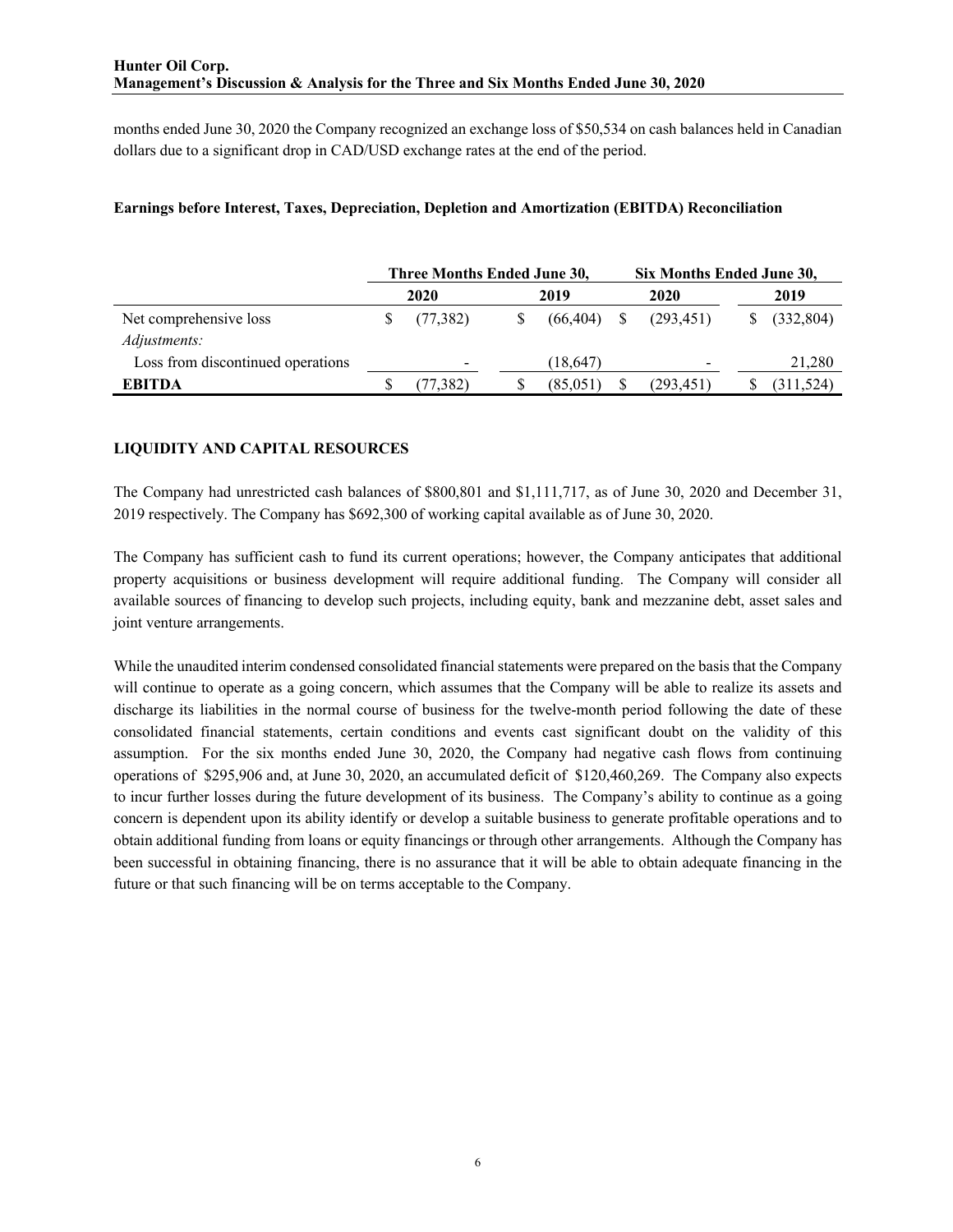months ended June 30, 2020 the Company recognized an exchange loss of $50,534 on cash balances held in Canadian dollars due to a significant drop in CAD/USD exchange rates at the end of the period.

**Earnings before Interest, Taxes, Depreciation, Depletion and Amortization (EBITDA) Reconciliation**

| | Three Months Ended June 30, | | Six Months Ended June 30, | |
|---|---|---|---|---|
| | 2020 | 2019 | 2020 | 2019 |
| Net comprehensive loss | $ (77,382) | $ (66,404) | $ (293,451) | $ (332,804) |
| *Adjustments:* | | | | |
| Loss from discontinued operations | - | (18,647) | - | 21,280 |
| **EBITDA** | $ (77,382) | $ (85,051) | $ (293,451) | $ (311,524) |

## LIQUIDITY AND CAPITAL RESOURCES

The Company had unrestricted cash balances of $800,801 and $1,111,717, as of June 30, 2020 and December 31, 2019 respectively. The Company has $692,300 of working capital available as of June 30, 2020.

The Company has sufficient cash to fund its current operations; however, the Company anticipates that additional property acquisitions or business development will require additional funding. The Company will consider all available sources of financing to develop such projects, including equity, bank and mezzanine debt, asset sales and joint venture arrangements.

While the unaudited interim condensed consolidated financial statements were prepared on the basis that the Company will continue to operate as a going concern, which assumes that the Company will be able to realize its assets and discharge its liabilities in the normal course of business for the twelve-month period following the date of these consolidated financial statements, certain conditions and events cast significant doubt on the validity of this assumption. For the six months ended June 30, 2020, the Company had negative cash flows from continuing operations of $295,906 and, at June 30, 2020, an accumulated deficit of $120,460,269. The Company also expects to incur further losses during the future development of its business. The Company's ability to continue as a going concern is dependent upon its ability identify or develop a suitable business to generate profitable operations and to obtain additional funding from loans or equity financings or through other arrangements. Although the Company has been successful in obtaining financing, there is no assurance that it will be able to obtain adequate financing in the future or that such financing will be on terms acceptable to the Company.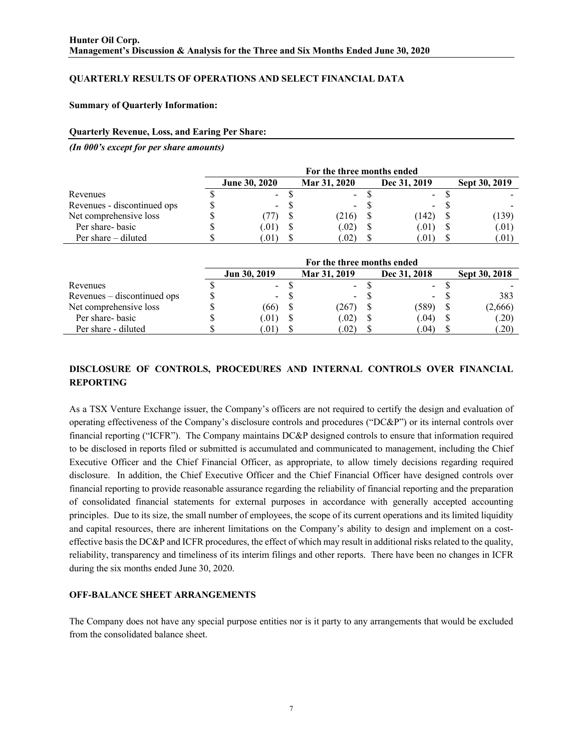## QUARTERLY RESULTS OF OPERATIONS AND SELECT FINANCIAL DATA

**Summary of Quarterly Information:**

**Quarterly Revenue, Loss, and Earing Per Share:**

***(In 000's except for per share amounts)***

| | For the three months ended | | | |
|---|---|---|---|---|
| | **June 30, 2020** | **Mar 31, 2020** | **Dec 31, 2019** | **Sept 30, 2019** |
| Revenues | $ - | $ - | $ - | $ - |
| Revenues - discontinued ops | $ - | $ - | $ - | $ - |
| Net comprehensive loss | $ (77) | $ (216) | $ (142) | $ (139) |
| Per share- basic | $ (.01) | $ (.02) | $ (.01) | $ (.01) |
| Per share – diluted | $ (.01) | $ (.02) | $ (.01) | $ (.01) |

| | For the three months ended | | | |
|---|---|---|---|---|
| | **Jun 30, 2019** | **Mar 31, 2019** | **Dec 31, 2018** | **Sept 30, 2018** |
| Revenues | $ - | $ - | $ - | $ - |
| Revenues – discontinued ops | $ - | $ - | $ - | $ 383 |
| Net comprehensive loss | $ (66) | $ (267) | $ (589) | $ (2,666) |
| Per share- basic | $ (.01) | $ (.02) | $ (.04) | $ (.20) |
| Per share - diluted | $ (.01) | $ (.02) | $ (.04) | $ (.20) |

## DISCLOSURE OF CONTROLS, PROCEDURES AND INTERNAL CONTROLS OVER FINANCIAL REPORTING

As a TSX Venture Exchange issuer, the Company's officers are not required to certify the design and evaluation of operating effectiveness of the Company's disclosure controls and procedures ("DC&P") or its internal controls over financial reporting ("ICFR"). The Company maintains DC&P designed controls to ensure that information required to be disclosed in reports filed or submitted is accumulated and communicated to management, including the Chief Executive Officer and the Chief Financial Officer, as appropriate, to allow timely decisions regarding required disclosure. In addition, the Chief Executive Officer and the Chief Financial Officer have designed controls over financial reporting to provide reasonable assurance regarding the reliability of financial reporting and the preparation of consolidated financial statements for external purposes in accordance with generally accepted accounting principles. Due to its size, the small number of employees, the scope of its current operations and its limited liquidity and capital resources, there are inherent limitations on the Company's ability to design and implement on a cost-effective basis the DC&P and ICFR procedures, the effect of which may result in additional risks related to the quality, reliability, transparency and timeliness of its interim filings and other reports. There have been no changes in ICFR during the six months ended June 30, 2020.

## OFF-BALANCE SHEET ARRANGEMENTS

The Company does not have any special purpose entities nor is it party to any arrangements that would be excluded from the consolidated balance sheet.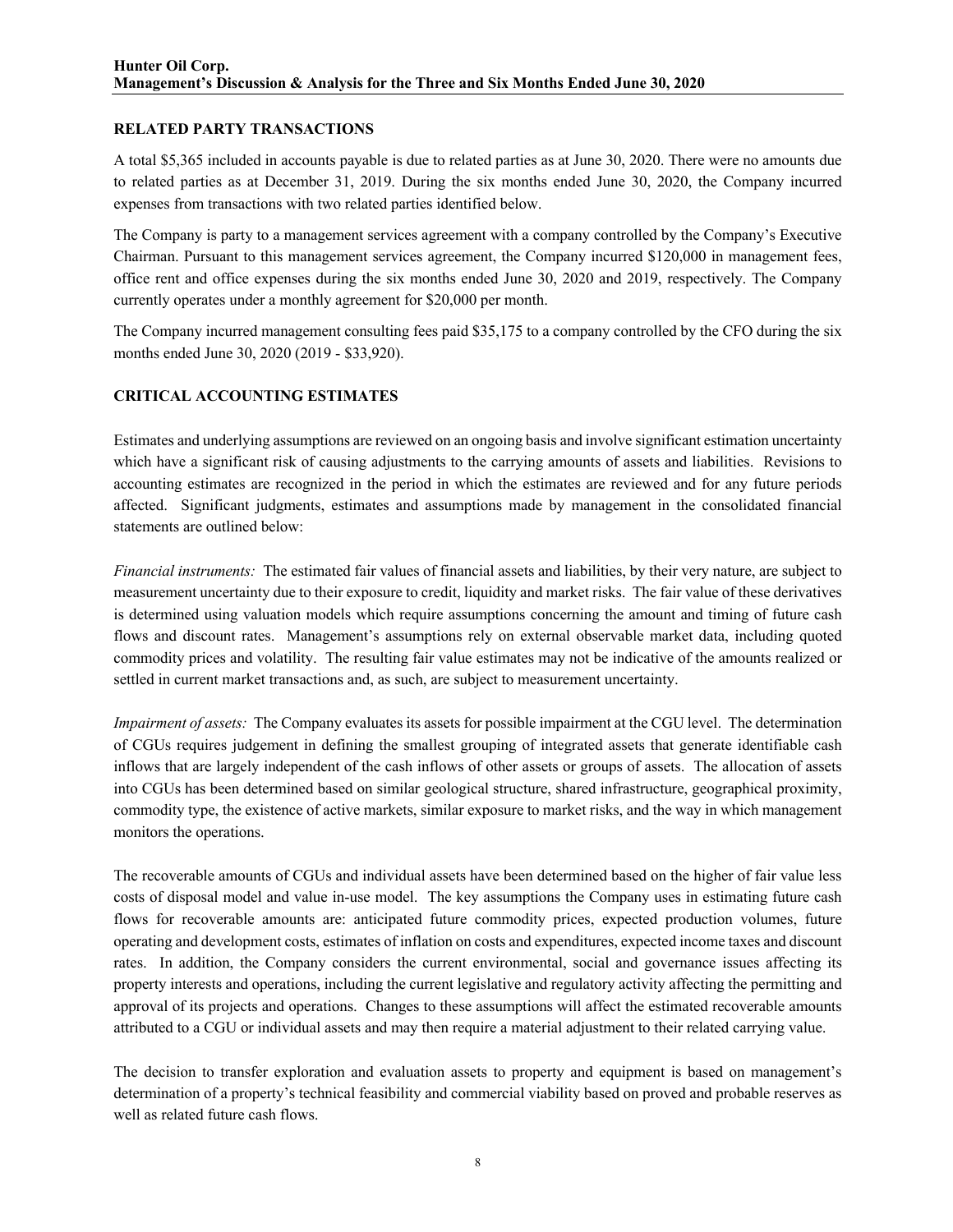## RELATED PARTY TRANSACTIONS

A total $5,365 included in accounts payable is due to related parties as at June 30, 2020. There were no amounts due to related parties as at December 31, 2019. During the six months ended June 30, 2020, the Company incurred expenses from transactions with two related parties identified below.

The Company is party to a management services agreement with a company controlled by the Company's Executive Chairman. Pursuant to this management services agreement, the Company incurred $120,000 in management fees, office rent and office expenses during the six months ended June 30, 2020 and 2019, respectively. The Company currently operates under a monthly agreement for $20,000 per month.

The Company incurred management consulting fees paid $35,175 to a company controlled by the CFO during the six months ended June 30, 2020 (2019 - $33,920).

## CRITICAL ACCOUNTING ESTIMATES

Estimates and underlying assumptions are reviewed on an ongoing basis and involve significant estimation uncertainty which have a significant risk of causing adjustments to the carrying amounts of assets and liabilities. Revisions to accounting estimates are recognized in the period in which the estimates are reviewed and for any future periods affected. Significant judgments, estimates and assumptions made by management in the consolidated financial statements are outlined below:

*Financial instruments:* The estimated fair values of financial assets and liabilities, by their very nature, are subject to measurement uncertainty due to their exposure to credit, liquidity and market risks. The fair value of these derivatives is determined using valuation models which require assumptions concerning the amount and timing of future cash flows and discount rates. Management's assumptions rely on external observable market data, including quoted commodity prices and volatility. The resulting fair value estimates may not be indicative of the amounts realized or settled in current market transactions and, as such, are subject to measurement uncertainty.

*Impairment of assets:* The Company evaluates its assets for possible impairment at the CGU level. The determination of CGUs requires judgement in defining the smallest grouping of integrated assets that generate identifiable cash inflows that are largely independent of the cash inflows of other assets or groups of assets. The allocation of assets into CGUs has been determined based on similar geological structure, shared infrastructure, geographical proximity, commodity type, the existence of active markets, similar exposure to market risks, and the way in which management monitors the operations.

The recoverable amounts of CGUs and individual assets have been determined based on the higher of fair value less costs of disposal model and value in-use model. The key assumptions the Company uses in estimating future cash flows for recoverable amounts are: anticipated future commodity prices, expected production volumes, future operating and development costs, estimates of inflation on costs and expenditures, expected income taxes and discount rates. In addition, the Company considers the current environmental, social and governance issues affecting its property interests and operations, including the current legislative and regulatory activity affecting the permitting and approval of its projects and operations. Changes to these assumptions will affect the estimated recoverable amounts attributed to a CGU or individual assets and may then require a material adjustment to their related carrying value.

The decision to transfer exploration and evaluation assets to property and equipment is based on management's determination of a property's technical feasibility and commercial viability based on proved and probable reserves as well as related future cash flows.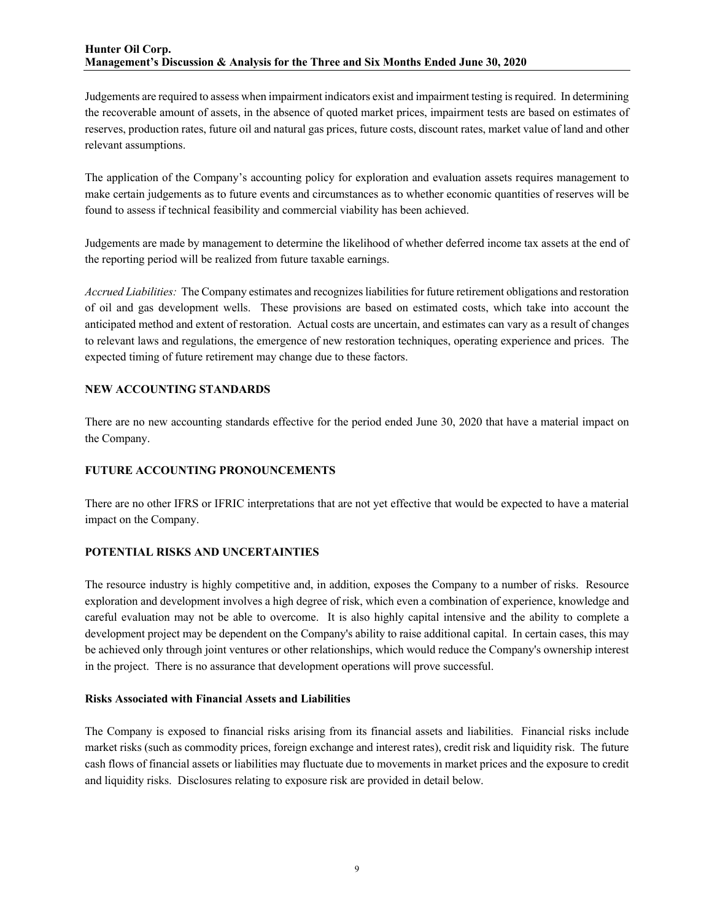Judgements are required to assess when impairment indicators exist and impairment testing is required. In determining the recoverable amount of assets, in the absence of quoted market prices, impairment tests are based on estimates of reserves, production rates, future oil and natural gas prices, future costs, discount rates, market value of land and other relevant assumptions.

The application of the Company's accounting policy for exploration and evaluation assets requires management to make certain judgements as to future events and circumstances as to whether economic quantities of reserves will be found to assess if technical feasibility and commercial viability has been achieved.

Judgements are made by management to determine the likelihood of whether deferred income tax assets at the end of the reporting period will be realized from future taxable earnings.

*Accrued Liabilities:* The Company estimates and recognizes liabilities for future retirement obligations and restoration of oil and gas development wells. These provisions are based on estimated costs, which take into account the anticipated method and extent of restoration. Actual costs are uncertain, and estimates can vary as a result of changes to relevant laws and regulations, the emergence of new restoration techniques, operating experience and prices. The expected timing of future retirement may change due to these factors.

## NEW ACCOUNTING STANDARDS

There are no new accounting standards effective for the period ended June 30, 2020 that have a material impact on the Company.

## FUTURE ACCOUNTING PRONOUNCEMENTS

There are no other IFRS or IFRIC interpretations that are not yet effective that would be expected to have a material impact on the Company.

## POTENTIAL RISKS AND UNCERTAINTIES

The resource industry is highly competitive and, in addition, exposes the Company to a number of risks. Resource exploration and development involves a high degree of risk, which even a combination of experience, knowledge and careful evaluation may not be able to overcome. It is also highly capital intensive and the ability to complete a development project may be dependent on the Company's ability to raise additional capital. In certain cases, this may be achieved only through joint ventures or other relationships, which would reduce the Company's ownership interest in the project. There is no assurance that development operations will prove successful.

### Risks Associated with Financial Assets and Liabilities

The Company is exposed to financial risks arising from its financial assets and liabilities. Financial risks include market risks (such as commodity prices, foreign exchange and interest rates), credit risk and liquidity risk. The future cash flows of financial assets or liabilities may fluctuate due to movements in market prices and the exposure to credit and liquidity risks. Disclosures relating to exposure risk are provided in detail below.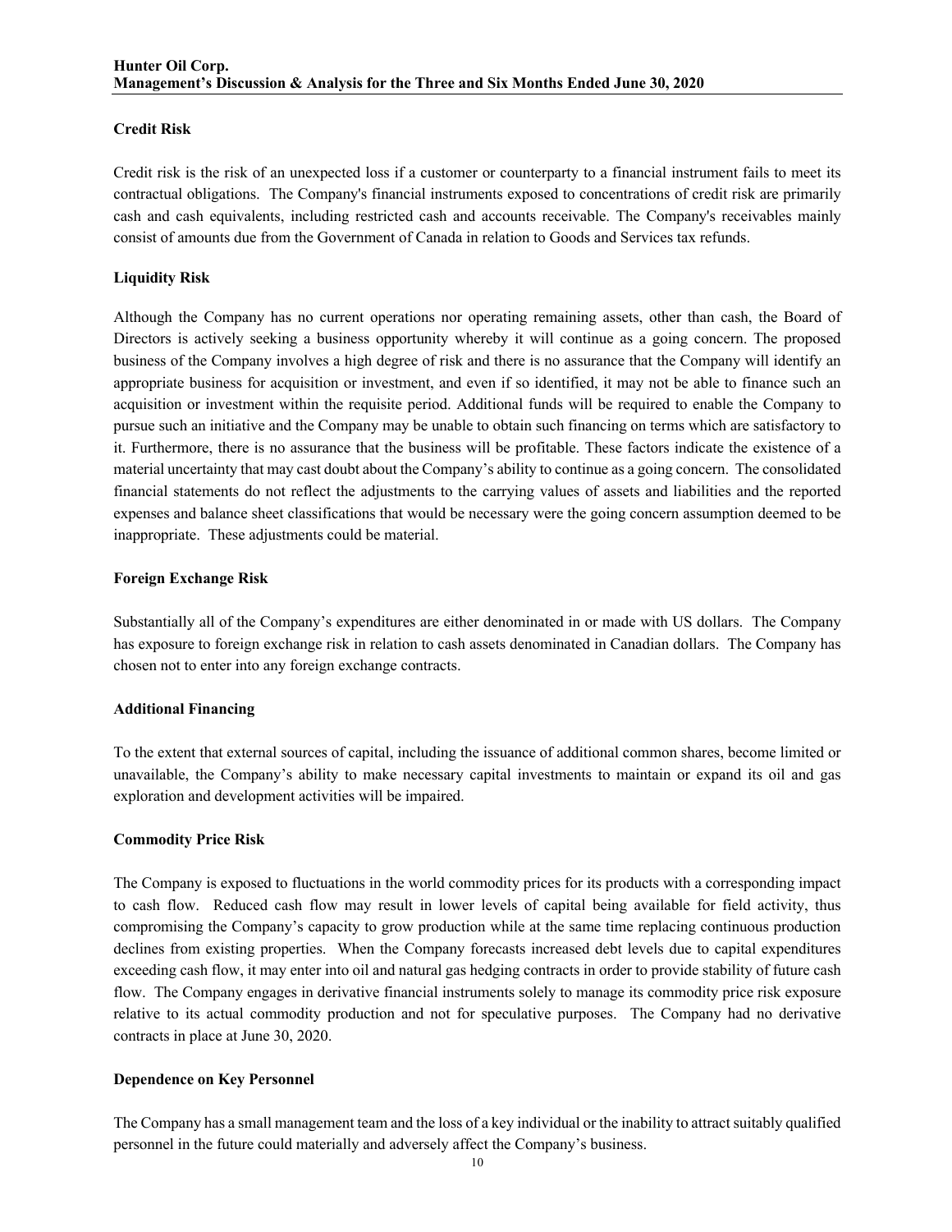### Credit Risk

Credit risk is the risk of an unexpected loss if a customer or counterparty to a financial instrument fails to meet its contractual obligations. The Company's financial instruments exposed to concentrations of credit risk are primarily cash and cash equivalents, including restricted cash and accounts receivable. The Company's receivables mainly consist of amounts due from the Government of Canada in relation to Goods and Services tax refunds.

### Liquidity Risk

Although the Company has no current operations nor operating remaining assets, other than cash, the Board of Directors is actively seeking a business opportunity whereby it will continue as a going concern. The proposed business of the Company involves a high degree of risk and there is no assurance that the Company will identify an appropriate business for acquisition or investment, and even if so identified, it may not be able to finance such an acquisition or investment within the requisite period. Additional funds will be required to enable the Company to pursue such an initiative and the Company may be unable to obtain such financing on terms which are satisfactory to it. Furthermore, there is no assurance that the business will be profitable. These factors indicate the existence of a material uncertainty that may cast doubt about the Company's ability to continue as a going concern. The consolidated financial statements do not reflect the adjustments to the carrying values of assets and liabilities and the reported expenses and balance sheet classifications that would be necessary were the going concern assumption deemed to be inappropriate. These adjustments could be material.

### Foreign Exchange Risk

Substantially all of the Company's expenditures are either denominated in or made with US dollars. The Company has exposure to foreign exchange risk in relation to cash assets denominated in Canadian dollars. The Company has chosen not to enter into any foreign exchange contracts.

### Additional Financing

To the extent that external sources of capital, including the issuance of additional common shares, become limited or unavailable, the Company's ability to make necessary capital investments to maintain or expand its oil and gas exploration and development activities will be impaired.

### Commodity Price Risk

The Company is exposed to fluctuations in the world commodity prices for its products with a corresponding impact to cash flow. Reduced cash flow may result in lower levels of capital being available for field activity, thus compromising the Company's capacity to grow production while at the same time replacing continuous production declines from existing properties. When the Company forecasts increased debt levels due to capital expenditures exceeding cash flow, it may enter into oil and natural gas hedging contracts in order to provide stability of future cash flow. The Company engages in derivative financial instruments solely to manage its commodity price risk exposure relative to its actual commodity production and not for speculative purposes. The Company had no derivative contracts in place at June 30, 2020.

### Dependence on Key Personnel

The Company has a small management team and the loss of a key individual or the inability to attract suitably qualified personnel in the future could materially and adversely affect the Company's business.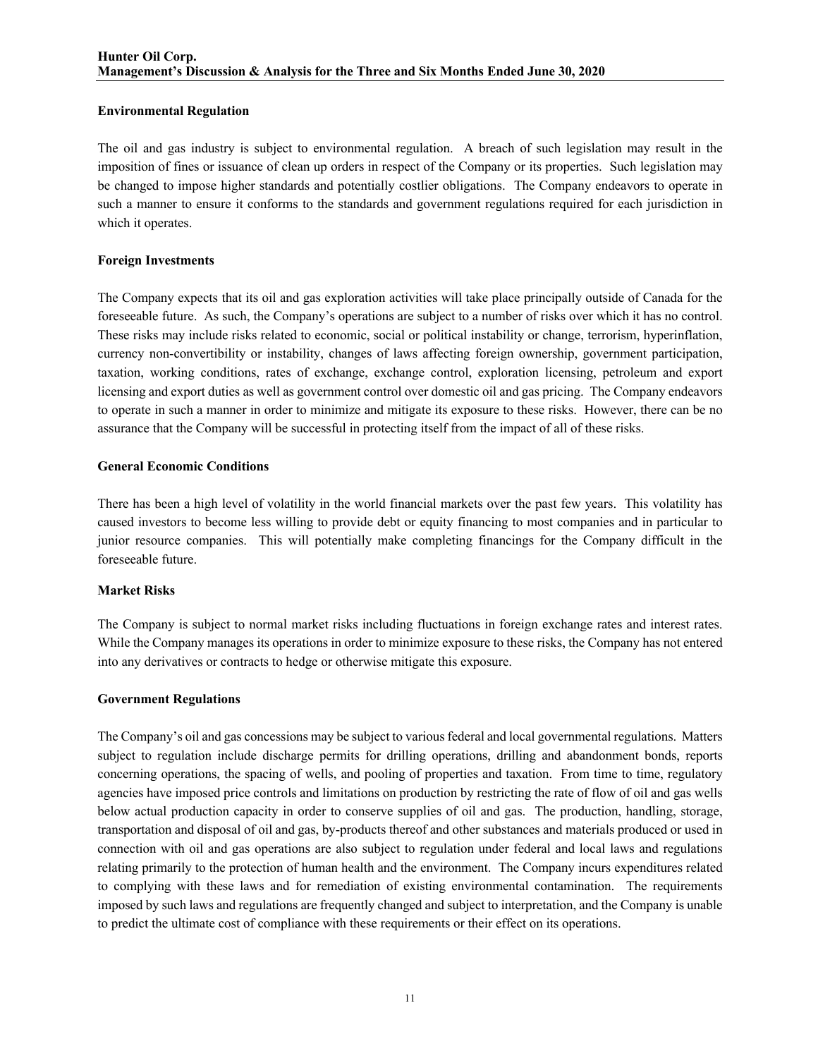### Environmental Regulation

The oil and gas industry is subject to environmental regulation. A breach of such legislation may result in the imposition of fines or issuance of clean up orders in respect of the Company or its properties. Such legislation may be changed to impose higher standards and potentially costlier obligations. The Company endeavors to operate in such a manner to ensure it conforms to the standards and government regulations required for each jurisdiction in which it operates.

### Foreign Investments

The Company expects that its oil and gas exploration activities will take place principally outside of Canada for the foreseeable future. As such, the Company's operations are subject to a number of risks over which it has no control. These risks may include risks related to economic, social or political instability or change, terrorism, hyperinflation, currency non-convertibility or instability, changes of laws affecting foreign ownership, government participation, taxation, working conditions, rates of exchange, exchange control, exploration licensing, petroleum and export licensing and export duties as well as government control over domestic oil and gas pricing. The Company endeavors to operate in such a manner in order to minimize and mitigate its exposure to these risks. However, there can be no assurance that the Company will be successful in protecting itself from the impact of all of these risks.

### General Economic Conditions

There has been a high level of volatility in the world financial markets over the past few years. This volatility has caused investors to become less willing to provide debt or equity financing to most companies and in particular to junior resource companies. This will potentially make completing financings for the Company difficult in the foreseeable future.

### Market Risks

The Company is subject to normal market risks including fluctuations in foreign exchange rates and interest rates. While the Company manages its operations in order to minimize exposure to these risks, the Company has not entered into any derivatives or contracts to hedge or otherwise mitigate this exposure.

### Government Regulations

The Company's oil and gas concessions may be subject to various federal and local governmental regulations. Matters subject to regulation include discharge permits for drilling operations, drilling and abandonment bonds, reports concerning operations, the spacing of wells, and pooling of properties and taxation. From time to time, regulatory agencies have imposed price controls and limitations on production by restricting the rate of flow of oil and gas wells below actual production capacity in order to conserve supplies of oil and gas. The production, handling, storage, transportation and disposal of oil and gas, by-products thereof and other substances and materials produced or used in connection with oil and gas operations are also subject to regulation under federal and local laws and regulations relating primarily to the protection of human health and the environment. The Company incurs expenditures related to complying with these laws and for remediation of existing environmental contamination. The requirements imposed by such laws and regulations are frequently changed and subject to interpretation, and the Company is unable to predict the ultimate cost of compliance with these requirements or their effect on its operations.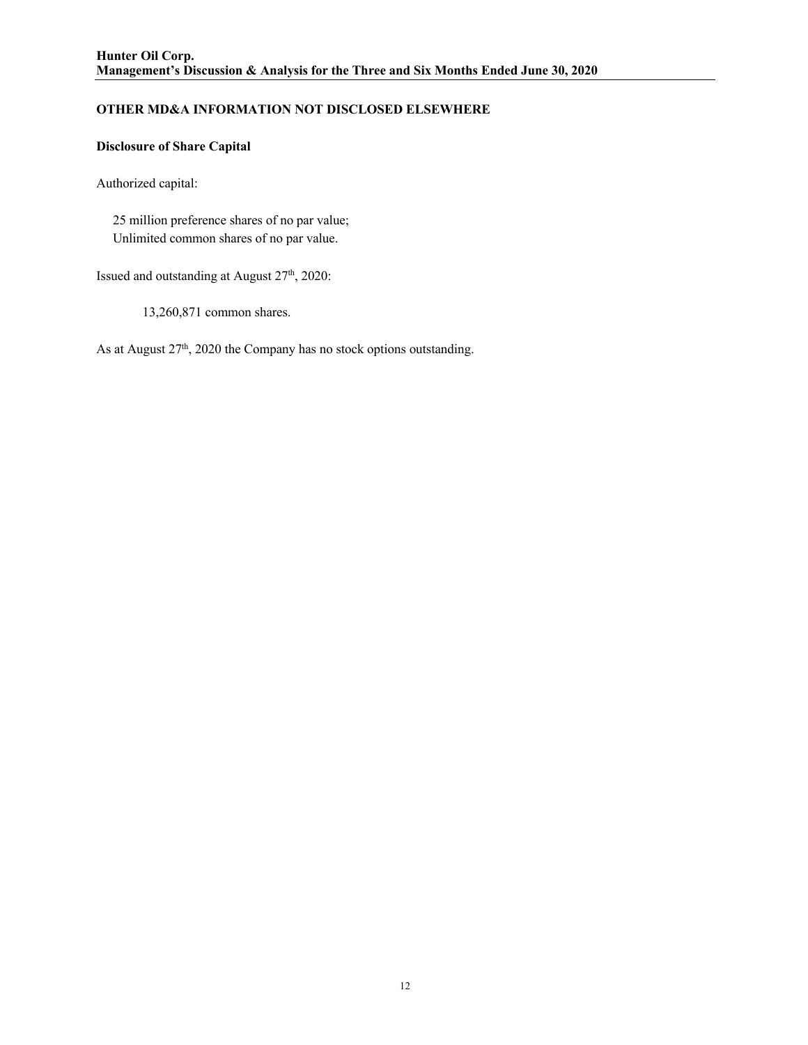## OTHER MD&A INFORMATION NOT DISCLOSED ELSEWHERE

### Disclosure of Share Capital

Authorized capital:

25 million preference shares of no par value;
Unlimited common shares of no par value.

Issued and outstanding at August 27th, 2020:

13,260,871 common shares.

As at August 27th, 2020 the Company has no stock options outstanding.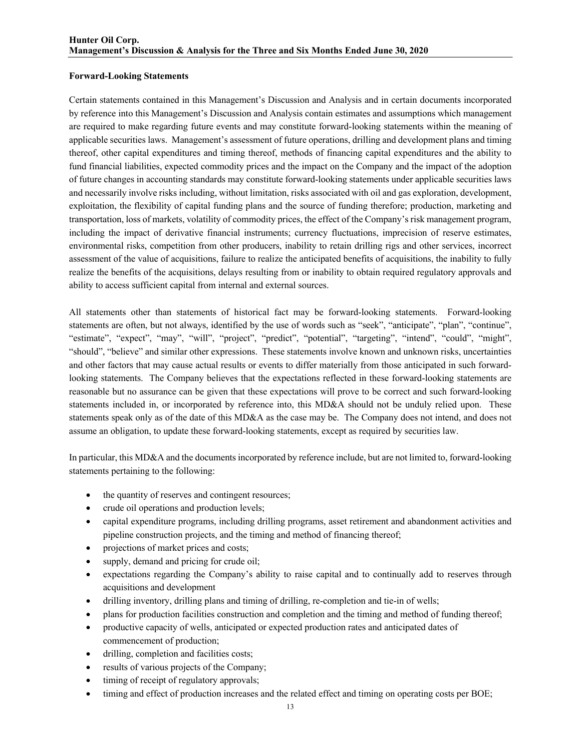## Forward-Looking Statements

Certain statements contained in this Management's Discussion and Analysis and in certain documents incorporated by reference into this Management's Discussion and Analysis contain estimates and assumptions which management are required to make regarding future events and may constitute forward-looking statements within the meaning of applicable securities laws. Management's assessment of future operations, drilling and development plans and timing thereof, other capital expenditures and timing thereof, methods of financing capital expenditures and the ability to fund financial liabilities, expected commodity prices and the impact on the Company and the impact of the adoption of future changes in accounting standards may constitute forward-looking statements under applicable securities laws and necessarily involve risks including, without limitation, risks associated with oil and gas exploration, development, exploitation, the flexibility of capital funding plans and the source of funding therefore; production, marketing and transportation, loss of markets, volatility of commodity prices, the effect of the Company's risk management program, including the impact of derivative financial instruments; currency fluctuations, imprecision of reserve estimates, environmental risks, competition from other producers, inability to retain drilling rigs and other services, incorrect assessment of the value of acquisitions, failure to realize the anticipated benefits of acquisitions, the inability to fully realize the benefits of the acquisitions, delays resulting from or inability to obtain required regulatory approvals and ability to access sufficient capital from internal and external sources.

All statements other than statements of historical fact may be forward-looking statements. Forward-looking statements are often, but not always, identified by the use of words such as "seek", "anticipate", "plan", "continue", "estimate", "expect", "may", "will", "project", "predict", "potential", "targeting", "intend", "could", "might", "should", "believe" and similar other expressions. These statements involve known and unknown risks, uncertainties and other factors that may cause actual results or events to differ materially from those anticipated in such forward-looking statements. The Company believes that the expectations reflected in these forward-looking statements are reasonable but no assurance can be given that these expectations will prove to be correct and such forward-looking statements included in, or incorporated by reference into, this MD&A should not be unduly relied upon. These statements speak only as of the date of this MD&A as the case may be. The Company does not intend, and does not assume an obligation, to update these forward-looking statements, except as required by securities law.

In particular, this MD&A and the documents incorporated by reference include, but are not limited to, forward-looking statements pertaining to the following:

- the quantity of reserves and contingent resources;
- crude oil operations and production levels;
- capital expenditure programs, including drilling programs, asset retirement and abandonment activities and pipeline construction projects, and the timing and method of financing thereof;
- projections of market prices and costs;
- supply, demand and pricing for crude oil;
- expectations regarding the Company's ability to raise capital and to continually add to reserves through acquisitions and development
- drilling inventory, drilling plans and timing of drilling, re-completion and tie-in of wells;
- plans for production facilities construction and completion and the timing and method of funding thereof;
- productive capacity of wells, anticipated or expected production rates and anticipated dates of commencement of production;
- drilling, completion and facilities costs;
- results of various projects of the Company;
- timing of receipt of regulatory approvals;
- timing and effect of production increases and the related effect and timing on operating costs per BOE;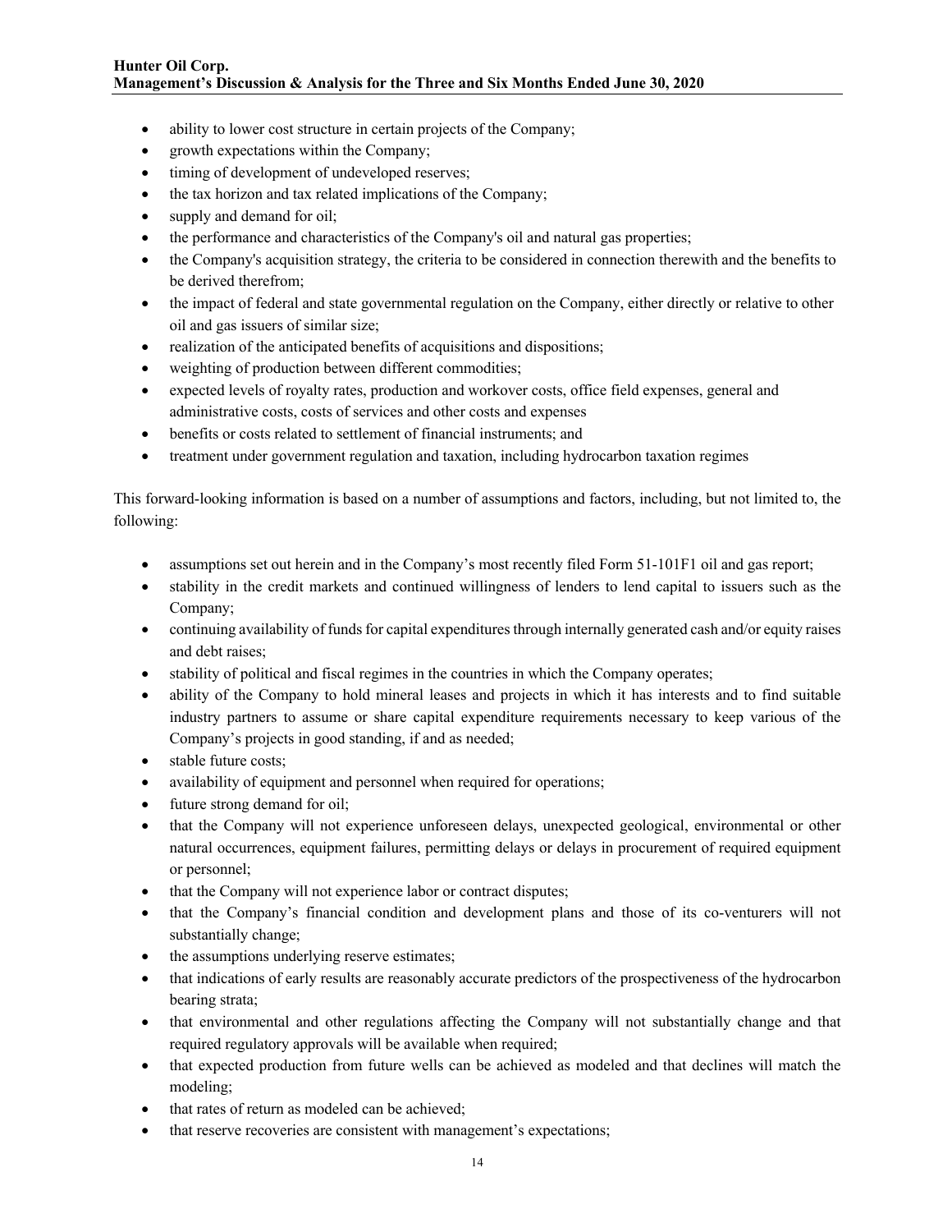- ability to lower cost structure in certain projects of the Company;
- growth expectations within the Company;
- timing of development of undeveloped reserves;
- the tax horizon and tax related implications of the Company;
- supply and demand for oil;
- the performance and characteristics of the Company's oil and natural gas properties;
- the Company's acquisition strategy, the criteria to be considered in connection therewith and the benefits to be derived therefrom;
- the impact of federal and state governmental regulation on the Company, either directly or relative to other oil and gas issuers of similar size;
- realization of the anticipated benefits of acquisitions and dispositions;
- weighting of production between different commodities;
- expected levels of royalty rates, production and workover costs, office field expenses, general and administrative costs, costs of services and other costs and expenses
- benefits or costs related to settlement of financial instruments; and
- treatment under government regulation and taxation, including hydrocarbon taxation regimes

This forward-looking information is based on a number of assumptions and factors, including, but not limited to, the following:

- assumptions set out herein and in the Company's most recently filed Form 51-101F1 oil and gas report;
- stability in the credit markets and continued willingness of lenders to lend capital to issuers such as the Company;
- continuing availability of funds for capital expenditures through internally generated cash and/or equity raises and debt raises;
- stability of political and fiscal regimes in the countries in which the Company operates;
- ability of the Company to hold mineral leases and projects in which it has interests and to find suitable industry partners to assume or share capital expenditure requirements necessary to keep various of the Company's projects in good standing, if and as needed;
- stable future costs;
- availability of equipment and personnel when required for operations;
- future strong demand for oil;
- that the Company will not experience unforeseen delays, unexpected geological, environmental or other natural occurrences, equipment failures, permitting delays or delays in procurement of required equipment or personnel;
- that the Company will not experience labor or contract disputes;
- that the Company's financial condition and development plans and those of its co-venturers will not substantially change;
- the assumptions underlying reserve estimates;
- that indications of early results are reasonably accurate predictors of the prospectiveness of the hydrocarbon bearing strata;
- that environmental and other regulations affecting the Company will not substantially change and that required regulatory approvals will be available when required;
- that expected production from future wells can be achieved as modeled and that declines will match the modeling;
- that rates of return as modeled can be achieved;
- that reserve recoveries are consistent with management's expectations;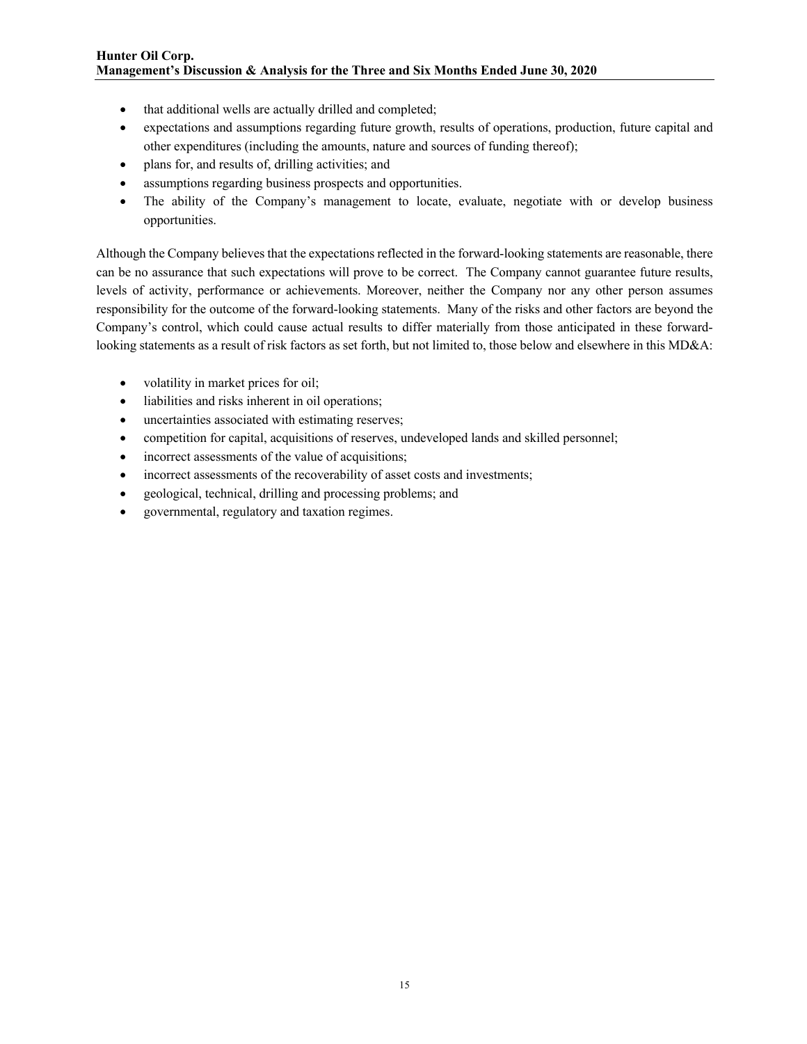- that additional wells are actually drilled and completed;
- expectations and assumptions regarding future growth, results of operations, production, future capital and other expenditures (including the amounts, nature and sources of funding thereof);
- plans for, and results of, drilling activities; and
- assumptions regarding business prospects and opportunities.
- The ability of the Company's management to locate, evaluate, negotiate with or develop business opportunities.

Although the Company believes that the expectations reflected in the forward-looking statements are reasonable, there can be no assurance that such expectations will prove to be correct. The Company cannot guarantee future results, levels of activity, performance or achievements. Moreover, neither the Company nor any other person assumes responsibility for the outcome of the forward-looking statements. Many of the risks and other factors are beyond the Company's control, which could cause actual results to differ materially from those anticipated in these forward-looking statements as a result of risk factors as set forth, but not limited to, those below and elsewhere in this MD&A:

- volatility in market prices for oil;
- liabilities and risks inherent in oil operations;
- uncertainties associated with estimating reserves;
- competition for capital, acquisitions of reserves, undeveloped lands and skilled personnel;
- incorrect assessments of the value of acquisitions;
- incorrect assessments of the recoverability of asset costs and investments;
- geological, technical, drilling and processing problems; and
- governmental, regulatory and taxation regimes.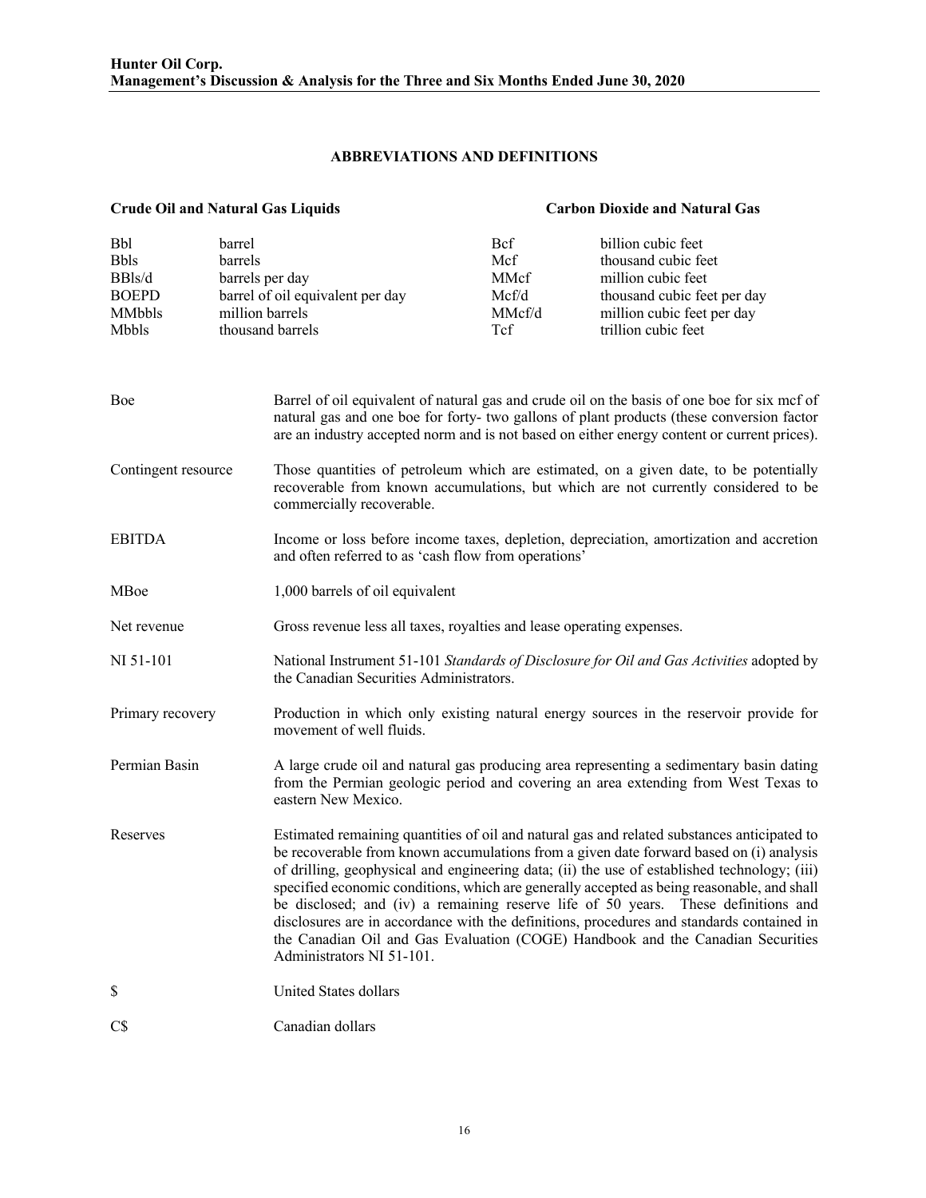## ABBREVIATIONS AND DEFINITIONS

| Crude Oil and Natural Gas Liquids | | Carbon Dioxide and Natural Gas | |
|---|---|---|---|
| Bbl | barrel | Bcf | billion cubic feet |
| Bbls | barrels | Mcf | thousand cubic feet |
| BBls/d | barrels per day | MMcf | million cubic feet |
| BOEPD | barrel of oil equivalent per day | Mcf/d | thousand cubic feet per day |
| MMbbls | million barrels | MMcf/d | million cubic feet per day |
| Mbbls | thousand barrels | Tcf | trillion cubic feet |

| | |
|---|---|
| Boe | Barrel of oil equivalent of natural gas and crude oil on the basis of one boe for six mcf of natural gas and one boe for forty- two gallons of plant products (these conversion factor are an industry accepted norm and is not based on either energy content or current prices). |
| Contingent resource | Those quantities of petroleum which are estimated, on a given date, to be potentially recoverable from known accumulations, but which are not currently considered to be commercially recoverable. |
| EBITDA | Income or loss before income taxes, depletion, depreciation, amortization and accretion and often referred to as 'cash flow from operations' |
| MBoe | 1,000 barrels of oil equivalent |
| Net revenue | Gross revenue less all taxes, royalties and lease operating expenses. |
| NI 51-101 | National Instrument 51-101 *Standards of Disclosure for Oil and Gas Activities* adopted by the Canadian Securities Administrators. |
| Primary recovery | Production in which only existing natural energy sources in the reservoir provide for movement of well fluids. |
| Permian Basin | A large crude oil and natural gas producing area representing a sedimentary basin dating from the Permian geologic period and covering an area extending from West Texas to eastern New Mexico. |
| Reserves | Estimated remaining quantities of oil and natural gas and related substances anticipated to be recoverable from known accumulations from a given date forward based on (i) analysis of drilling, geophysical and engineering data; (ii) the use of established technology; (iii) specified economic conditions, which are generally accepted as being reasonable, and shall be disclosed; and (iv) a remaining reserve life of 50 years. These definitions and disclosures are in accordance with the definitions, procedures and standards contained in the Canadian Oil and Gas Evaluation (COGE) Handbook and the Canadian Securities Administrators NI 51-101. |
| $ | United States dollars |
| C$ | Canadian dollars |